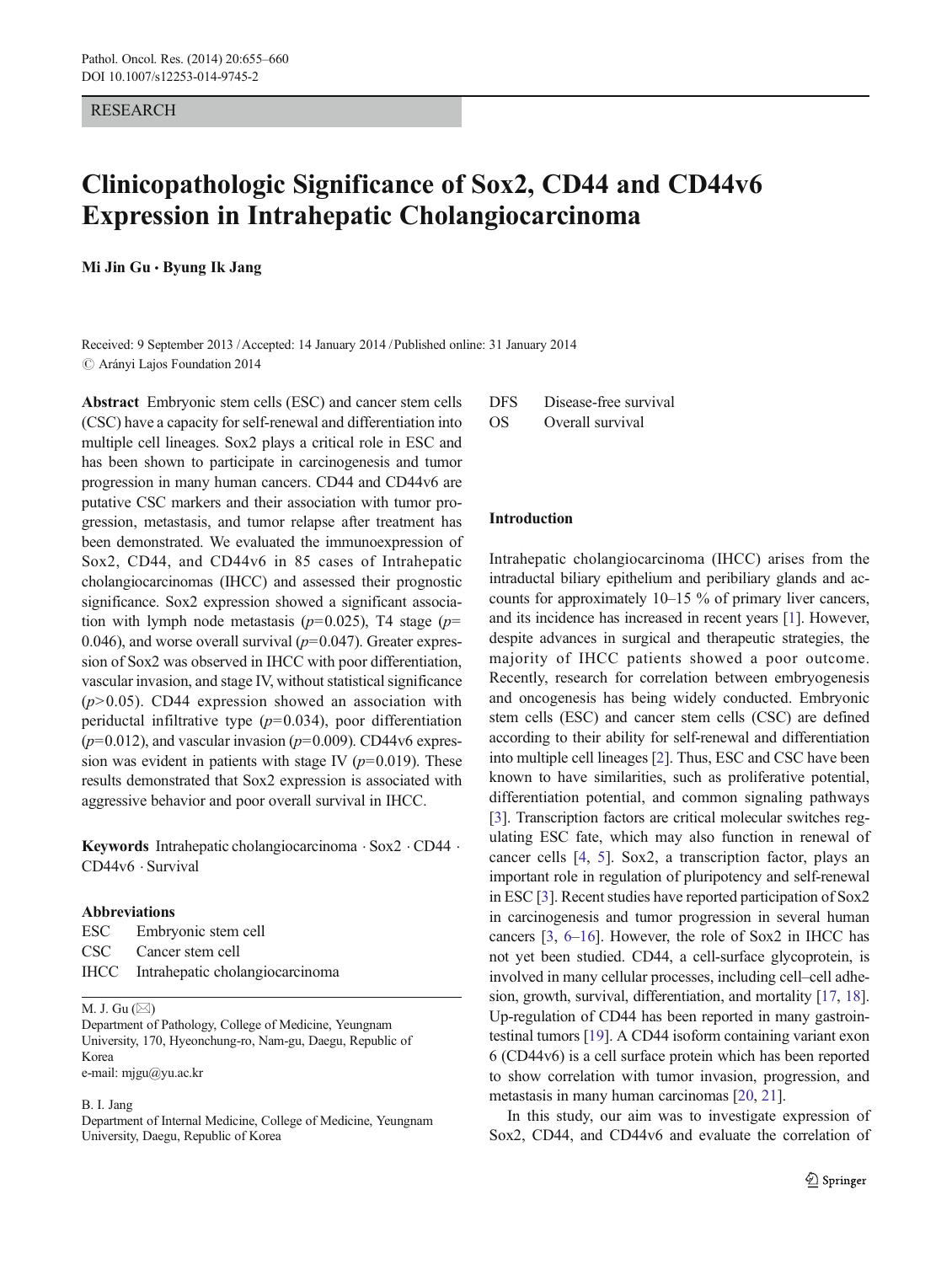RESEARCH

# Clinicopathologic Significance of Sox2, CD44 and CD44v6 Expression in Intrahepatic Cholangiocarcinoma

**Mi Jin Gu · Byung Ik Jang**

Received: 9 September 2013 / Accepted: 14 January 2014 / Published online: 31 January 2014
© Arányi Lajos Foundation 2014

**Abstract** Embryonic stem cells (ESC) and cancer stem cells (CSC) have a capacity for self-renewal and differentiation into multiple cell lineages. Sox2 plays a critical role in ESC and has been shown to participate in carcinogenesis and tumor progression in many human cancers. CD44 and CD44v6 are putative CSC markers and their association with tumor progression, metastasis, and tumor relapse after treatment has been demonstrated. We evaluated the immunoexpression of Sox2, CD44, and CD44v6 in 85 cases of Intrahepatic cholangiocarcinomas (IHCC) and assessed their prognostic significance. Sox2 expression showed a significant association with lymph node metastasis ($p=0.025$), T4 stage ($p=0.046$), and worse overall survival ($p=0.047$). Greater expression of Sox2 was observed in IHCC with poor differentiation, vascular invasion, and stage IV, without statistical significance ($p>0.05$). CD44 expression showed an association with periductal infiltrative type ($p=0.034$), poor differentiation ($p=0.012$), and vascular invasion ($p=0.009$). CD44v6 expression was evident in patients with stage IV ($p=0.019$). These results demonstrated that Sox2 expression is associated with aggressive behavior and poor overall survival in IHCC.

**Keywords** Intrahepatic cholangiocarcinoma · Sox2 · CD44 · CD44v6 · Survival

**Abbreviations**

ESC Embryonic stem cell
CSC Cancer stem cell
IHCC Intrahepatic cholangiocarcinoma
DFS Disease-free survival
OS Overall survival

M. J. Gu (✉)
Department of Pathology, College of Medicine, Yeungnam University, 170, Hyeonchung-ro, Nam-gu, Daegu, Republic of Korea
e-mail: mjgu@yu.ac.kr

B. I. Jang
Department of Internal Medicine, College of Medicine, Yeungnam University, Daegu, Republic of Korea

## Introduction

Intrahepatic cholangiocarcinoma (IHCC) arises from the intraductal biliary epithelium and peribiliary glands and accounts for approximately 10–15 % of primary liver cancers, and its incidence has increased in recent years [1]. However, despite advances in surgical and therapeutic strategies, the majority of IHCC patients showed a poor outcome. Recently, research for correlation between embryogenesis and oncogenesis has being widely conducted. Embryonic stem cells (ESC) and cancer stem cells (CSC) are defined according to their ability for self-renewal and differentiation into multiple cell lineages [2]. Thus, ESC and CSC have been known to have similarities, such as proliferative potential, differentiation potential, and common signaling pathways [3]. Transcription factors are critical molecular switches regulating ESC fate, which may also function in renewal of cancer cells [4, 5]. Sox2, a transcription factor, plays an important role in regulation of pluripotency and self-renewal in ESC [3]. Recent studies have reported participation of Sox2 in carcinogenesis and tumor progression in several human cancers [3, 6–16]. However, the role of Sox2 in IHCC has not yet been studied. CD44, a cell-surface glycoprotein, is involved in many cellular processes, including cell–cell adhesion, growth, survival, differentiation, and mortality [17, 18]. Up-regulation of CD44 has been reported in many gastrointestinal tumors [19]. A CD44 isoform containing variant exon 6 (CD44v6) is a cell surface protein which has been reported to show correlation with tumor invasion, progression, and metastasis in many human carcinomas [20, 21].

In this study, our aim was to investigate expression of Sox2, CD44, and CD44v6 and evaluate the correlation of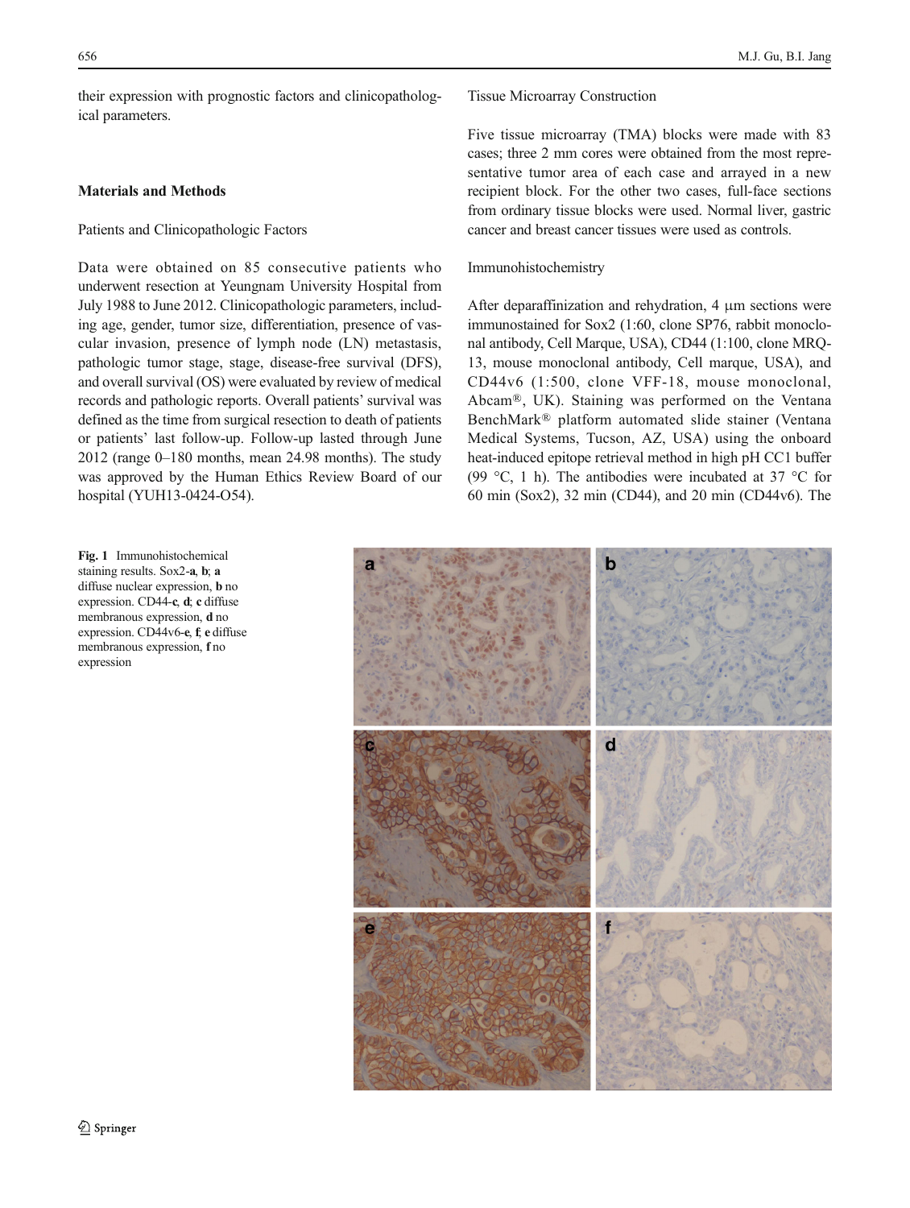their expression with prognostic factors and clinicopathological parameters.

## Materials and Methods

### Patients and Clinicopathologic Factors

Data were obtained on 85 consecutive patients who underwent resection at Yeungnam University Hospital from July 1988 to June 2012. Clinicopathologic parameters, including age, gender, tumor size, differentiation, presence of vascular invasion, presence of lymph node (LN) metastasis, pathologic tumor stage, stage, disease-free survival (DFS), and overall survival (OS) were evaluated by review of medical records and pathologic reports. Overall patients' survival was defined as the time from surgical resection to death of patients or patients' last follow-up. Follow-up lasted through June 2012 (range 0–180 months, mean 24.98 months). The study was approved by the Human Ethics Review Board of our hospital (YUH13-0424-O54).

### Tissue Microarray Construction

Five tissue microarray (TMA) blocks were made with 83 cases; three 2 mm cores were obtained from the most representative tumor area of each case and arrayed in a new recipient block. For the other two cases, full-face sections from ordinary tissue blocks were used. Normal liver, gastric cancer and breast cancer tissues were used as controls.

### Immunohistochemistry

After deparaffinization and rehydration, 4 μm sections were immunostained for Sox2 (1:60, clone SP76, rabbit monoclonal antibody, Cell Marque, USA), CD44 (1:100, clone MRQ-13, mouse monoclonal antibody, Cell marque, USA), and CD44v6 (1:500, clone VFF-18, mouse monoclonal, Abcam®, UK). Staining was performed on the Ventana BenchMark® platform automated slide stainer (Ventana Medical Systems, Tucson, AZ, USA) using the onboard heat-induced epitope retrieval method in high pH CC1 buffer (99 °C, 1 h). The antibodies were incubated at 37 °C for 60 min (Sox2), 32 min (CD44), and 20 min (CD44v6). The

**Fig. 1** Immunohistochemical staining results. Sox2-**a**, **b**; **a** diffuse nuclear expression, **b** no expression. CD44-**c**, **d**; **c** diffuse membranous expression, **d** no expression. CD44v6-**e**, **f**; **e** diffuse membranous expression, **f** no expression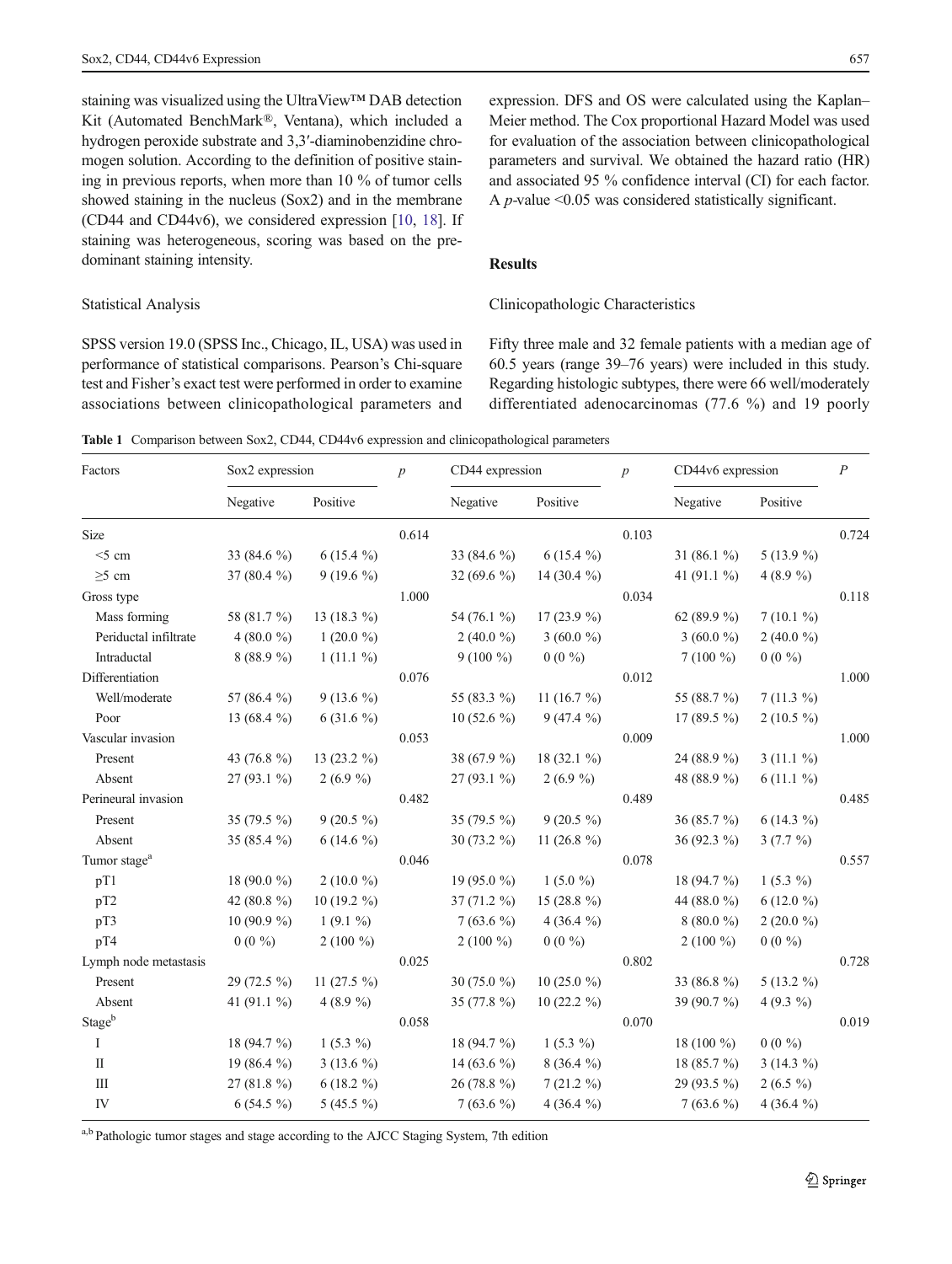staining was visualized using the UltraView™ DAB detection Kit (Automated BenchMark®, Ventana), which included a hydrogen peroxide substrate and 3,3′-diaminobenzidine chromogen solution. According to the definition of positive staining in previous reports, when more than 10 % of tumor cells showed staining in the nucleus (Sox2) and in the membrane (CD44 and CD44v6), we considered expression [10, 18]. If staining was heterogeneous, scoring was based on the predominant staining intensity.

### Statistical Analysis

SPSS version 19.0 (SPSS Inc., Chicago, IL, USA) was used in performance of statistical comparisons. Pearson's Chi-square test and Fisher's exact test were performed in order to examine associations between clinicopathological parameters and expression. DFS and OS were calculated using the Kaplan–Meier method. The Cox proportional Hazard Model was used for evaluation of the association between clinicopathological parameters and survival. We obtained the hazard ratio (HR) and associated 95 % confidence interval (CI) for each factor. A $p$-value <0.05 was considered statistically significant.

## Results

### Clinicopathologic Characteristics

Fifty three male and 32 female patients with a median age of 60.5 years (range 39–76 years) were included in this study. Regarding histologic subtypes, there were 66 well/moderately differentiated adenocarcinomas (77.6 %) and 19 poorly

**Table 1** Comparison between Sox2, CD44, CD44v6 expression and clinicopathological parameters

| Factors | Sox2 expression | | $p$ | CD44 expression | | $p$ | CD44v6 expression | | $P$ |
|---|---|---|---|---|---|---|---|---|---|
| | Negative | Positive | | Negative | Positive | | Negative | Positive | |
| Size | | | 0.614 | | | 0.103 | | | 0.724 |
| <5 cm | 33 (84.6 %) | 6 (15.4 %) | | 33 (84.6 %) | 6 (15.4 %) | | 31 (86.1 %) | 5 (13.9 %) | |
| ≥5 cm | 37 (80.4 %) | 9 (19.6 %) | | 32 (69.6 %) | 14 (30.4 %) | | 41 (91.1 %) | 4 (8.9 %) | |
| Gross type | | | 1.000 | | | 0.034 | | | 0.118 |
| Mass forming | 58 (81.7 %) | 13 (18.3 %) | | 54 (76.1 %) | 17 (23.9 %) | | 62 (89.9 %) | 7 (10.1 %) | |
| Periductal infiltrate | 4 (80.0 %) | 1 (20.0 %) | | 2 (40.0 %) | 3 (60.0 %) | | 3 (60.0 %) | 2 (40.0 %) | |
| Intraductal | 8 (88.9 %) | 1 (11.1 %) | | 9 (100 %) | 0 (0 %) | | 7 (100 %) | 0 (0 %) | |
| Differentiation | | | 0.076 | | | 0.012 | | | 1.000 |
| Well/moderate | 57 (86.4 %) | 9 (13.6 %) | | 55 (83.3 %) | 11 (16.7 %) | | 55 (88.7 %) | 7 (11.3 %) | |
| Poor | 13 (68.4 %) | 6 (31.6 %) | | 10 (52.6 %) | 9 (47.4 %) | | 17 (89.5 %) | 2 (10.5 %) | |
| Vascular invasion | | | 0.053 | | | 0.009 | | | 1.000 |
| Present | 43 (76.8 %) | 13 (23.2 %) | | 38 (67.9 %) | 18 (32.1 %) | | 24 (88.9 %) | 3 (11.1 %) | |
| Absent | 27 (93.1 %) | 2 (6.9 %) | | 27 (93.1 %) | 2 (6.9 %) | | 48 (88.9 %) | 6 (11.1 %) | |
| Perineural invasion | | | 0.482 | | | 0.489 | | | 0.485 |
| Present | 35 (79.5 %) | 9 (20.5 %) | | 35 (79.5 %) | 9 (20.5 %) | | 36 (85.7 %) | 6 (14.3 %) | |
| Absent | 35 (85.4 %) | 6 (14.6 %) | | 30 (73.2 %) | 11 (26.8 %) | | 36 (92.3 %) | 3 (7.7 %) | |
| Tumor stage[a] | | | 0.046 | | | 0.078 | | | 0.557 |
| pT1 | 18 (90.0 %) | 2 (10.0 %) | | 19 (95.0 %) | 1 (5.0 %) | | 18 (94.7 %) | 1 (5.3 %) | |
| pT2 | 42 (80.8 %) | 10 (19.2 %) | | 37 (71.2 %) | 15 (28.8 %) | | 44 (88.0 %) | 6 (12.0 %) | |
| pT3 | 10 (90.9 %) | 1 (9.1 %) | | 7 (63.6 %) | 4 (36.4 %) | | 8 (80.0 %) | 2 (20.0 %) | |
| pT4 | 0 (0 %) | 2 (100 %) | | 2 (100 %) | 0 (0 %) | | 2 (100 %) | 0 (0 %) | |
| Lymph node metastasis | | | 0.025 | | | 0.802 | | | 0.728 |
| Present | 29 (72.5 %) | 11 (27.5 %) | | 30 (75.0 %) | 10 (25.0 %) | | 33 (86.8 %) | 5 (13.2 %) | |
| Absent | 41 (91.1 %) | 4 (8.9 %) | | 35 (77.8 %) | 10 (22.2 %) | | 39 (90.7 %) | 4 (9.3 %) | |
| Stage[b] | | | 0.058 | | | 0.070 | | | 0.019 |
| I | 18 (94.7 %) | 1 (5.3 %) | | 18 (94.7 %) | 1 (5.3 %) | | 18 (100 %) | 0 (0 %) | |
| II | 19 (86.4 %) | 3 (13.6 %) | | 14 (63.6 %) | 8 (36.4 %) | | 18 (85.7 %) | 3 (14.3 %) | |
| III | 27 (81.8 %) | 6 (18.2 %) | | 26 (78.8 %) | 7 (21.2 %) | | 29 (93.5 %) | 2 (6.5 %) | |
| IV | 6 (54.5 %) | 5 (45.5 %) | | 7 (63.6 %) | 4 (36.4 %) | | 7 (63.6 %) | 4 (36.4 %) | |

[a,b] Pathologic tumor stages and stage according to the AJCC Staging System, 7th edition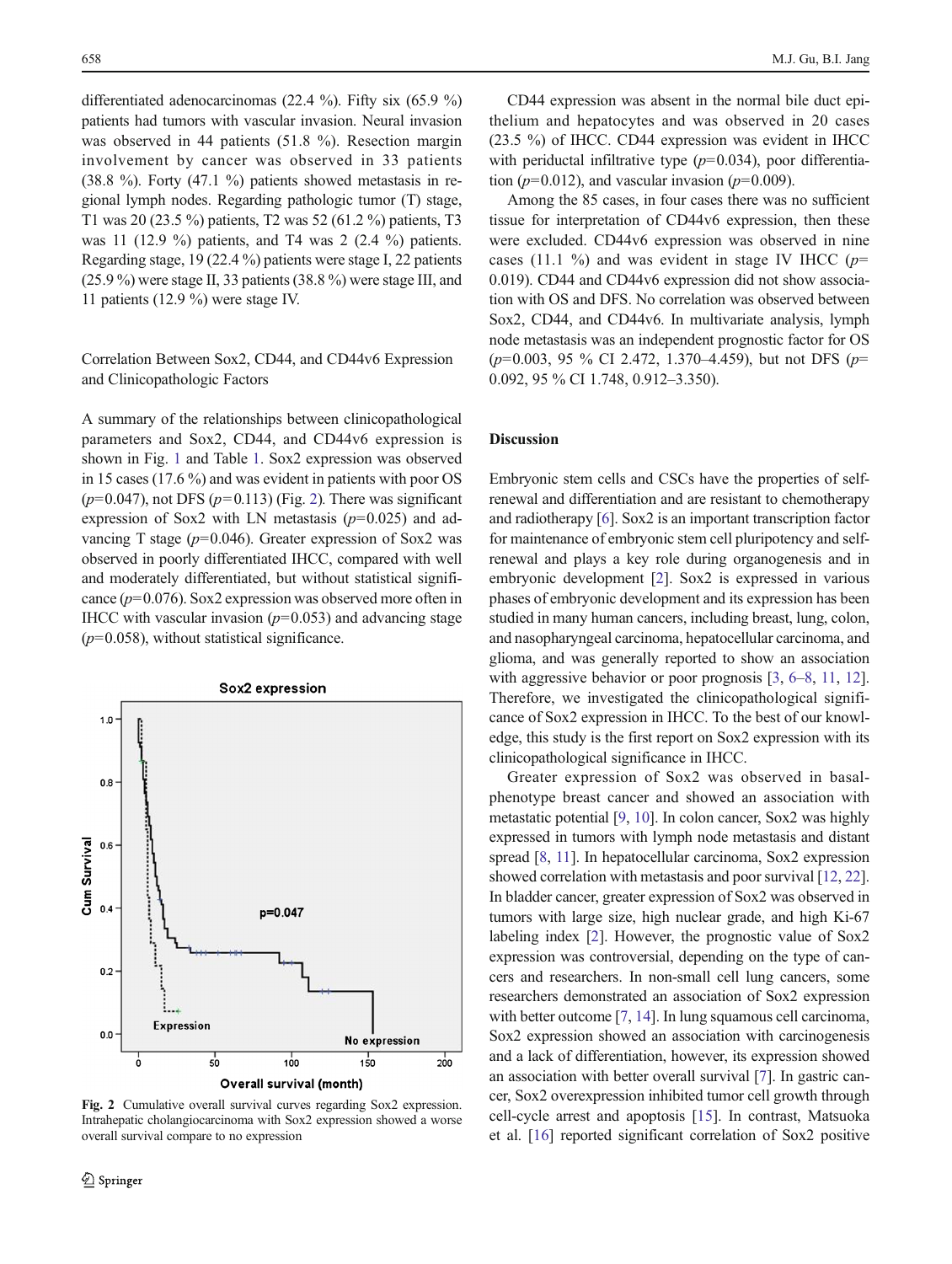differentiated adenocarcinomas (22.4 %). Fifty six (65.9 %) patients had tumors with vascular invasion. Neural invasion was observed in 44 patients (51.8 %). Resection margin involvement by cancer was observed in 33 patients (38.8 %). Forty (47.1 %) patients showed metastasis in regional lymph nodes. Regarding pathologic tumor (T) stage, T1 was 20 (23.5 %) patients, T2 was 52 (61.2 %) patients, T3 was 11 (12.9 %) patients, and T4 was 2 (2.4 %) patients. Regarding stage, 19 (22.4 %) patients were stage I, 22 patients (25.9 %) were stage II, 33 patients (38.8 %) were stage III, and 11 patients (12.9 %) were stage IV.

### Correlation Between Sox2, CD44, and CD44v6 Expression and Clinicopathologic Factors

A summary of the relationships between clinicopathological parameters and Sox2, CD44, and CD44v6 expression is shown in Fig. 1 and Table 1. Sox2 expression was observed in 15 cases (17.6 %) and was evident in patients with poor OS ($p=0.047$), not DFS ($p=0.113$) (Fig. 2). There was significant expression of Sox2 with LN metastasis ($p=0.025$) and advancing T stage ($p=0.046$). Greater expression of Sox2 was observed in poorly differentiated IHCC, compared with well and moderately differentiated, but without statistical significance ($p=0.076$). Sox2 expression was observed more often in IHCC with vascular invasion ($p=0.053$) and advancing stage ($p=0.058$), without statistical significance.

**Fig. 2** Cumulative overall survival curves regarding Sox2 expression. Intrahepatic cholangiocarcinoma with Sox2 expression showed a worse overall survival compare to no expression

CD44 expression was absent in the normal bile duct epithelium and hepatocytes and was observed in 20 cases (23.5 %) of IHCC. CD44 expression was evident in IHCC with periductal infiltrative type ($p=0.034$), poor differentiation ($p=0.012$), and vascular invasion ($p=0.009$).

Among the 85 cases, in four cases there was no sufficient tissue for interpretation of CD44v6 expression, then these were excluded. CD44v6 expression was observed in nine cases (11.1 %) and was evident in stage IV IHCC ($p=0.019$). CD44 and CD44v6 expression did not show association with OS and DFS. No correlation was observed between Sox2, CD44, and CD44v6. In multivariate analysis, lymph node metastasis was an independent prognostic factor for OS ($p=0.003$, 95 % CI 2.472, 1.370–4.459), but not DFS ($p=0.092$, 95 % CI 1.748, 0.912–3.350).

## Discussion

Embryonic stem cells and CSCs have the properties of self-renewal and differentiation and are resistant to chemotherapy and radiotherapy [6]. Sox2 is an important transcription factor for maintenance of embryonic stem cell pluripotency and self-renewal and plays a key role during organogenesis and in embryonic development [2]. Sox2 is expressed in various phases of embryonic development and its expression has been studied in many human cancers, including breast, lung, colon, and nasopharyngeal carcinoma, hepatocellular carcinoma, and glioma, and was generally reported to show an association with aggressive behavior or poor prognosis [3, 6–8, 11, 12]. Therefore, we investigated the clinicopathological significance of Sox2 expression in IHCC. To the best of our knowledge, this study is the first report on Sox2 expression with its clinicopathological significance in IHCC.

Greater expression of Sox2 was observed in basal-phenotype breast cancer and showed an association with metastatic potential [9, 10]. In colon cancer, Sox2 was highly expressed in tumors with lymph node metastasis and distant spread [8, 11]. In hepatocellular carcinoma, Sox2 expression showed correlation with metastasis and poor survival [12, 22]. In bladder cancer, greater expression of Sox2 was observed in tumors with large size, high nuclear grade, and high Ki-67 labeling index [2]. However, the prognostic value of Sox2 expression was controversial, depending on the type of cancers and researchers. In non-small cell lung cancers, some researchers demonstrated an association of Sox2 expression with better outcome [7, 14]. In lung squamous cell carcinoma, Sox2 expression showed an association with carcinogenesis and a lack of differentiation, however, its expression showed an association with better overall survival [7]. In gastric cancer, Sox2 overexpression inhibited tumor cell growth through cell-cycle arrest and apoptosis [15]. In contrast, Matsuoka et al. [16] reported significant correlation of Sox2 positive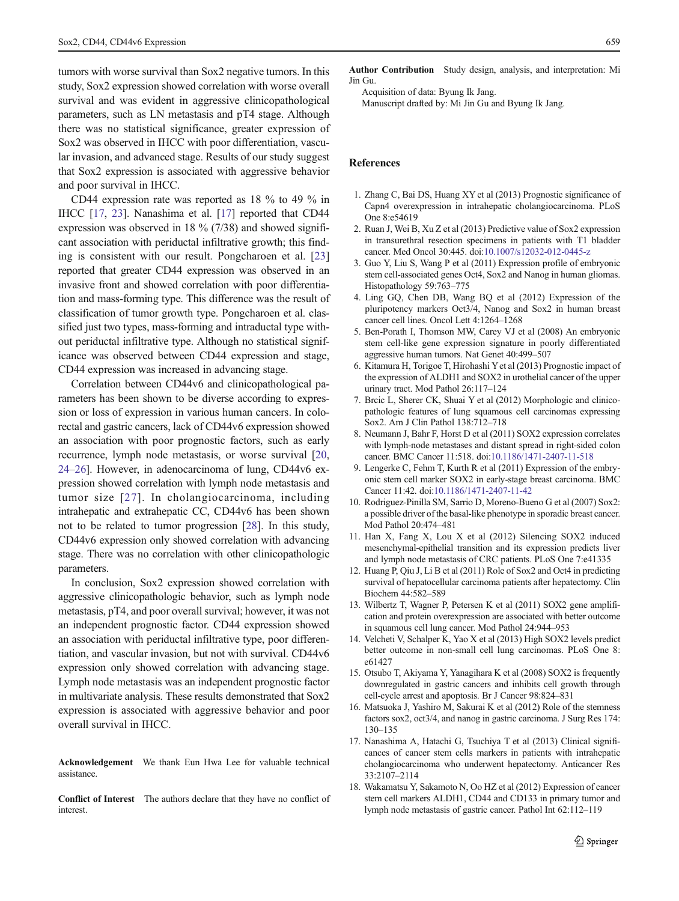tumors with worse survival than Sox2 negative tumors. In this study, Sox2 expression showed correlation with worse overall survival and was evident in aggressive clinicopathological parameters, such as LN metastasis and pT4 stage. Although there was no statistical significance, greater expression of Sox2 was observed in IHCC with poor differentiation, vascular invasion, and advanced stage. Results of our study suggest that Sox2 expression is associated with aggressive behavior and poor survival in IHCC.

CD44 expression rate was reported as 18 % to 49 % in IHCC [17, 23]. Nanashima et al. [17] reported that CD44 expression was observed in 18 % (7/38) and showed significant association with periductal infiltrative growth; this finding is consistent with our result. Pongcharoen et al. [23] reported that greater CD44 expression was observed in an invasive front and showed correlation with poor differentiation and mass-forming type. This difference was the result of classification of tumor growth type. Pongcharoen et al. classified just two types, mass-forming and intraductal type without periductal infiltrative type. Although no statistical significance was observed between CD44 expression and stage, CD44 expression was increased in advancing stage.

Correlation between CD44v6 and clinicopathological parameters has been shown to be diverse according to expression or loss of expression in various human cancers. In colorectal and gastric cancers, lack of CD44v6 expression showed an association with poor prognostic factors, such as early recurrence, lymph node metastasis, or worse survival [20, 24–26]. However, in adenocarcinoma of lung, CD44v6 expression showed correlation with lymph node metastasis and tumor size [27]. In cholangiocarcinoma, including intrahepatic and extrahepatic CC, CD44v6 has been shown not to be related to tumor progression [28]. In this study, CD44v6 expression only showed correlation with advancing stage. There was no correlation with other clinicopathologic parameters.

In conclusion, Sox2 expression showed correlation with aggressive clinicopathologic behavior, such as lymph node metastasis, pT4, and poor overall survival; however, it was not an independent prognostic factor. CD44 expression showed an association with periductal infiltrative type, poor differentiation, and vascular invasion, but not with survival. CD44v6 expression only showed correlation with advancing stage. Lymph node metastasis was an independent prognostic factor in multivariate analysis. These results demonstrated that Sox2 expression is associated with aggressive behavior and poor overall survival in IHCC.

**Acknowledgement** We thank Eun Hwa Lee for valuable technical assistance.

**Conflict of Interest** The authors declare that they have no conflict of interest.

**Author Contribution** Study design, analysis, and interpretation: Mi Jin Gu.

Acquisition of data: Byung Ik Jang.

Manuscript drafted by: Mi Jin Gu and Byung Ik Jang.

## References

1. Zhang C, Bai DS, Huang XY et al (2013) Prognostic significance of Capn4 overexpression in intrahepatic cholangiocarcinoma. PLoS One 8:e54619
2. Ruan J, Wei B, Xu Z et al (2013) Predictive value of Sox2 expression in transurethral resection specimens in patients with T1 bladder cancer. Med Oncol 30:445. doi:10.1007/s12032-012-0445-z
3. Guo Y, Liu S, Wang P et al (2011) Expression profile of embryonic stem cell-associated genes Oct4, Sox2 and Nanog in human gliomas. Histopathology 59:763–775
4. Ling GQ, Chen DB, Wang BQ et al (2012) Expression of the pluripotency markers Oct3/4, Nanog and Sox2 in human breast cancer cell lines. Oncol Lett 4:1264–1268
5. Ben-Porath I, Thomson MW, Carey VJ et al (2008) An embryonic stem cell-like gene expression signature in poorly differentiated aggressive human tumors. Nat Genet 40:499–507
6. Kitamura H, Torigoe T, Hirohashi Y et al (2013) Prognostic impact of the expression of ALDH1 and SOX2 in urothelial cancer of the upper urinary tract. Mod Pathol 26:117–124
7. Brcic L, Sherer CK, Shuai Y et al (2012) Morphologic and clinicopathologic features of lung squamous cell carcinomas expressing Sox2. Am J Clin Pathol 138:712–718
8. Neumann J, Bahr F, Horst D et al (2011) SOX2 expression correlates with lymph-node metastases and distant spread in right-sided colon cancer. BMC Cancer 11:518. doi:10.1186/1471-2407-11-518
9. Lengerke C, Fehm T, Kurth R et al (2011) Expression of the embryonic stem cell marker SOX2 in early-stage breast carcinoma. BMC Cancer 11:42. doi:10.1186/1471-2407-11-42
10. Rodriguez-Pinilla SM, Sarrio D, Moreno-Bueno G et al (2007) Sox2: a possible driver of the basal-like phenotype in sporadic breast cancer. Mod Pathol 20:474–481
11. Han X, Fang X, Lou X et al (2012) Silencing SOX2 induced mesenchymal-epithelial transition and its expression predicts liver and lymph node metastasis of CRC patients. PLoS One 7:e41335
12. Huang P, Qiu J, Li B et al (2011) Role of Sox2 and Oct4 in predicting survival of hepatocellular carcinoma patients after hepatectomy. Clin Biochem 44:582–589
13. Wilbertz T, Wagner P, Petersen K et al (2011) SOX2 gene amplification and protein overexpression are associated with better outcome in squamous cell lung cancer. Mod Pathol 24:944–953
14. Velcheti V, Schalper K, Yao X et al (2013) High SOX2 levels predict better outcome in non-small cell lung carcinomas. PLoS One 8: e61427
15. Otsubo T, Akiyama Y, Yanagihara K et al (2008) SOX2 is frequently downregulated in gastric cancers and inhibits cell growth through cell-cycle arrest and apoptosis. Br J Cancer 98:824–831
16. Matsuoka J, Yashiro M, Sakurai K et al (2012) Role of the stemness factors sox2, oct3/4, and nanog in gastric carcinoma. J Surg Res 174: 130–135
17. Nanashima A, Hatachi G, Tsuchiya T et al (2013) Clinical significances of cancer stem cells markers in patients with intrahepatic cholangiocarcinoma who underwent hepatectomy. Anticancer Res 33:2107–2114
18. Wakamatsu Y, Sakamoto N, Oo HZ et al (2012) Expression of cancer stem cell markers ALDH1, CD44 and CD133 in primary tumor and lymph node metastasis of gastric cancer. Pathol Int 62:112–119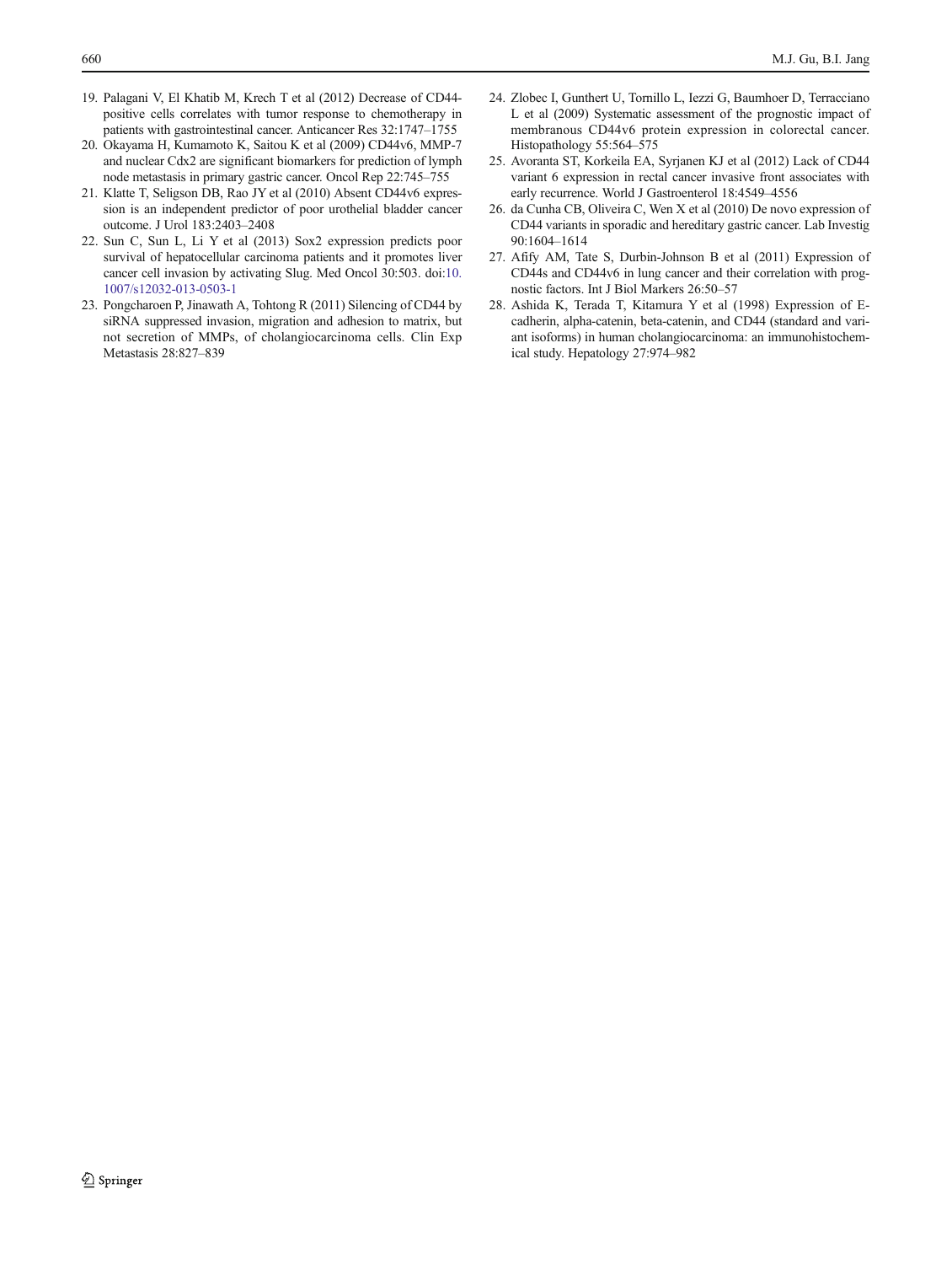19. Palagani V, El Khatib M, Krech T et al (2012) Decrease of CD44-positive cells correlates with tumor response to chemotherapy in patients with gastrointestinal cancer. Anticancer Res 32:1747–1755
20. Okayama H, Kumamoto K, Saitou K et al (2009) CD44v6, MMP-7 and nuclear Cdx2 are significant biomarkers for prediction of lymph node metastasis in primary gastric cancer. Oncol Rep 22:745–755
21. Klatte T, Seligson DB, Rao JY et al (2010) Absent CD44v6 expression is an independent predictor of poor urothelial bladder cancer outcome. J Urol 183:2403–2408
22. Sun C, Sun L, Li Y et al (2013) Sox2 expression predicts poor survival of hepatocellular carcinoma patients and it promotes liver cancer cell invasion by activating Slug. Med Oncol 30:503. doi:10.1007/s12032-013-0503-1
23. Pongcharoen P, Jinawath A, Tohtong R (2011) Silencing of CD44 by siRNA suppressed invasion, migration and adhesion to matrix, but not secretion of MMPs, of cholangiocarcinoma cells. Clin Exp Metastasis 28:827–839
24. Zlobec I, Gunthert U, Tornillo L, Iezzi G, Baumhoer D, Terracciano L et al (2009) Systematic assessment of the prognostic impact of membranous CD44v6 protein expression in colorectal cancer. Histopathology 55:564–575
25. Avoranta ST, Korkeila EA, Syrjanen KJ et al (2012) Lack of CD44 variant 6 expression in rectal cancer invasive front associates with early recurrence. World J Gastroenterol 18:4549–4556
26. da Cunha CB, Oliveira C, Wen X et al (2010) De novo expression of CD44 variants in sporadic and hereditary gastric cancer. Lab Investig 90:1604–1614
27. Afify AM, Tate S, Durbin-Johnson B et al (2011) Expression of CD44s and CD44v6 in lung cancer and their correlation with prognostic factors. Int J Biol Markers 26:50–57
28. Ashida K, Terada T, Kitamura Y et al (1998) Expression of E-cadherin, alpha-catenin, beta-catenin, and CD44 (standard and variant isoforms) in human cholangiocarcinoma: an immunohistochemical study. Hepatology 27:974–982